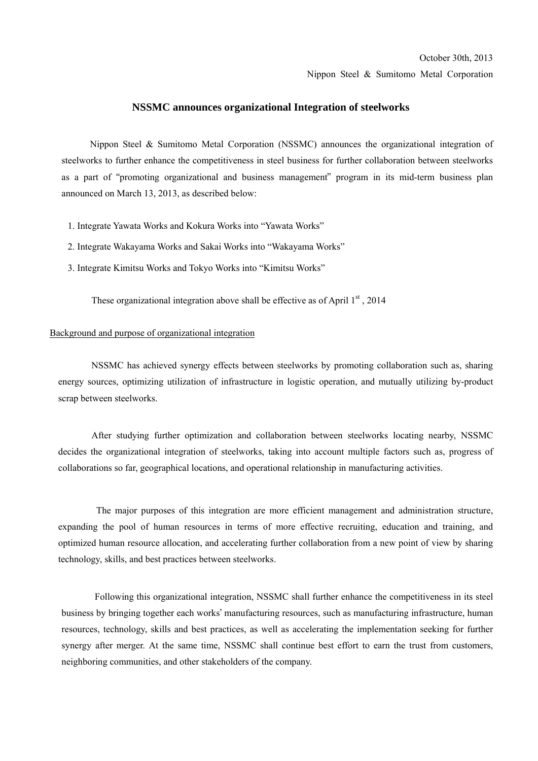October 30th, 2013

Nippon Steel & Sumitomo Metal Corporation

# NSSMC announces organizational Integration of steelworks

Nippon Steel & Sumitomo Metal Corporation (NSSMC) announces the organizational integration of steelworks to further enhance the competitiveness in steel business for further collaboration between steelworks as a part of "promoting organizational and business management" program in its mid-term business plan announced on March 13, 2013, as described below:

1. Integrate Yawata Works and Kokura Works into "Yawata Works"
2. Integrate Wakayama Works and Sakai Works into "Wakayama Works"
3. Integrate Kimitsu Works and Tokyo Works into "Kimitsu Works"

These organizational integration above shall be effective as of April 1st , 2014

## Background and purpose of organizational integration

NSSMC has achieved synergy effects between steelworks by promoting collaboration such as, sharing energy sources, optimizing utilization of infrastructure in logistic operation, and mutually utilizing by-product scrap between steelworks.

After studying further optimization and collaboration between steelworks locating nearby, NSSMC decides the organizational integration of steelworks, taking into account multiple factors such as, progress of collaborations so far, geographical locations, and operational relationship in manufacturing activities.

The major purposes of this integration are more efficient management and administration structure, expanding the pool of human resources in terms of more effective recruiting, education and training, and optimized human resource allocation, and accelerating further collaboration from a new point of view by sharing technology, skills, and best practices between steelworks.

Following this organizational integration, NSSMC shall further enhance the competitiveness in its steel business by bringing together each works' manufacturing resources, such as manufacturing infrastructure, human resources, technology, skills and best practices, as well as accelerating the implementation seeking for further synergy after merger. At the same time, NSSMC shall continue best effort to earn the trust from customers, neighboring communities, and other stakeholders of the company.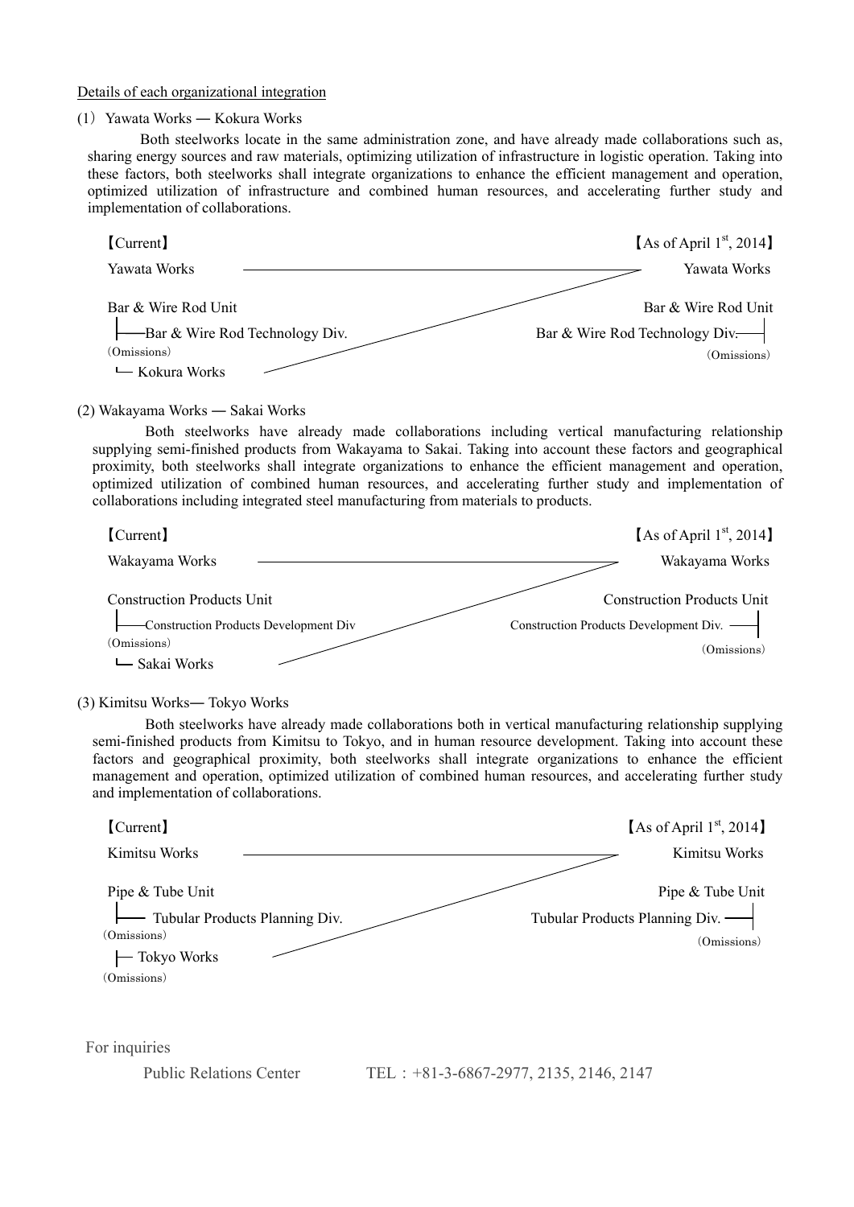Details of each organizational integration

(1) Yawata Works ― Kokura Works

Both steelworks locate in the same administration zone, and have already made collaborations such as, sharing energy sources and raw materials, optimizing utilization of infrastructure in logistic operation. Taking into these factors, both steelworks shall integrate organizations to enhance the efficient management and operation, optimized utilization of infrastructure and combined human resources, and accelerating further study and implementation of collaborations.

| 【Current】 | 【As of April 1st, 2014】 |
|---|---|
| Yawata Works | Yawata Works |
| Bar & Wire Rod Unit | Bar & Wire Rod Unit |
| ├ Bar & Wire Rod Technology Div. | Bar & Wire Rod Technology Div. |
| (Omissions) | (Omissions) |
| └ Kokura Works | |

(2) Wakayama Works ― Sakai Works

Both steelworks have already made collaborations including vertical manufacturing relationship supplying semi-finished products from Wakayama to Sakai. Taking into account these factors and geographical proximity, both steelworks shall integrate organizations to enhance the efficient management and operation, optimized utilization of combined human resources, and accelerating further study and implementation of collaborations including integrated steel manufacturing from materials to products.

| 【Current】 | 【As of April 1st, 2014】 |
|---|---|
| Wakayama Works | Wakayama Works |
| Construction Products Unit | Construction Products Unit |
| ├ Construction Products Development Div | Construction Products Development Div. |
| (Omissions) | (Omissions) |
| └ Sakai Works | |

(3) Kimitsu Works― Tokyo Works

Both steelworks have already made collaborations both in vertical manufacturing relationship supplying semi-finished products from Kimitsu to Tokyo, and in human resource development. Taking into account these factors and geographical proximity, both steelworks shall integrate organizations to enhance the efficient management and operation, optimized utilization of combined human resources, and accelerating further study and implementation of collaborations.

| 【Current】 | 【As of April 1st, 2014】 |
|---|---|
| Kimitsu Works | Kimitsu Works |
| Pipe & Tube Unit | Pipe & Tube Unit |
| ├ Tubular Products Planning Div. | Tubular Products Planning Div. |
| (Omissions) | (Omissions) |
| ├ Tokyo Works | |
| (Omissions) | |

For inquiries

Public Relations Center　　TEL：+81-3-6867-2977, 2135, 2146, 2147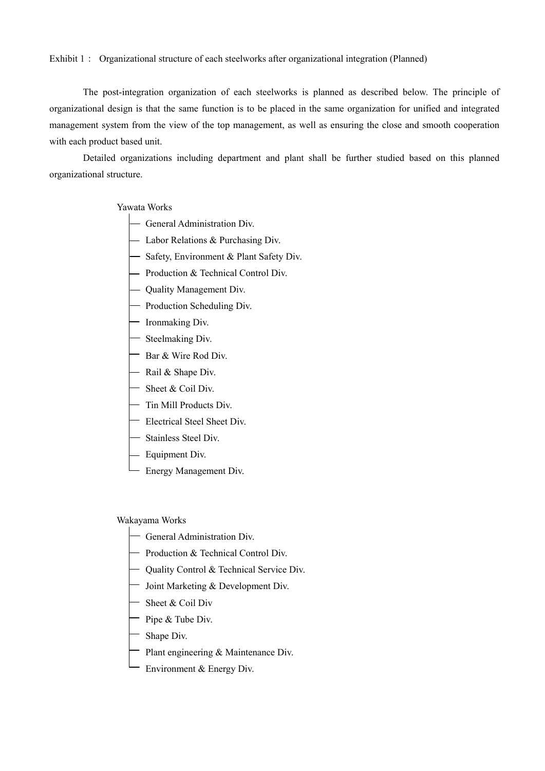Exhibit 1： Organizational structure of each steelworks after organizational integration (Planned)

The post-integration organization of each steelworks is planned as described below. The principle of organizational design is that the same function is to be placed in the same organization for unified and integrated management system from the view of the top management, as well as ensuring the close and smooth cooperation with each product based unit.

Detailed organizations including department and plant shall be further studied based on this planned organizational structure.

Yawata Works

- General Administration Div.
- Labor Relations & Purchasing Div.
- Safety, Environment & Plant Safety Div.
- Production & Technical Control Div.
- Quality Management Div.
- Production Scheduling Div.
- Ironmaking Div.
- Steelmaking Div.
- Bar & Wire Rod Div.
- Rail & Shape Div.
- Sheet & Coil Div.
- Tin Mill Products Div.
- Electrical Steel Sheet Div.
- Stainless Steel Div.
- Equipment Div.
- Energy Management Div.

Wakayama Works

- General Administration Div.
- Production & Technical Control Div.
- Quality Control & Technical Service Div.
- Joint Marketing & Development Div.
- Sheet & Coil Div
- Pipe & Tube Div.
- Shape Div.
- Plant engineering & Maintenance Div.
- Environment & Energy Div.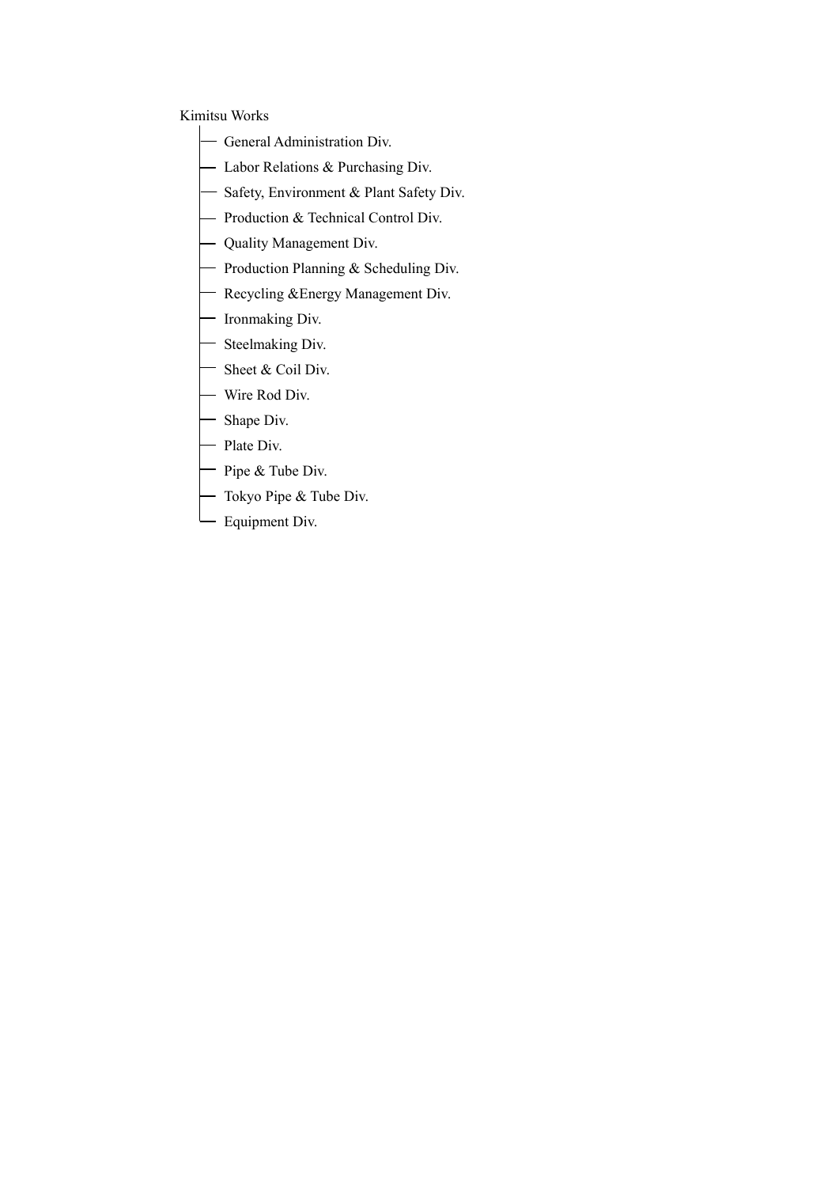Kimitsu Works

- General Administration Div.
- Labor Relations & Purchasing Div.
- Safety, Environment & Plant Safety Div.
- Production & Technical Control Div.
- Quality Management Div.
- Production Planning & Scheduling Div.
- Recycling &Energy Management Div.
- Ironmaking Div.
- Steelmaking Div.
- Sheet & Coil Div.
- Wire Rod Div.
- Shape Div.
- Plate Div.
- Pipe & Tube Div.
- Tokyo Pipe & Tube Div.
- Equipment Div.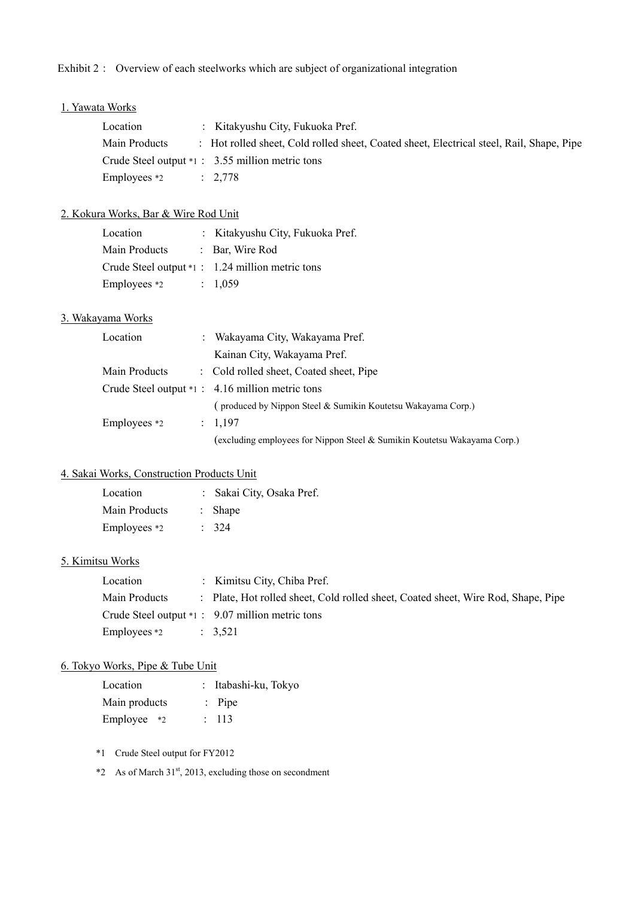Exhibit 2： Overview of each steelworks which are subject of organizational integration

**1. Yawata Works**

| | |
|---|---|
| Location | : Kitakyushu City, Fukuoka Pref. |
| Main Products | : Hot rolled sheet, Cold rolled sheet, Coated sheet, Electrical steel, Rail, Shape, Pipe |
| Crude Steel output *1 | : 3.55 million metric tons |
| Employees *2 | : 2,778 |

**2. Kokura Works, Bar & Wire Rod Unit**

| | |
|---|---|
| Location | : Kitakyushu City, Fukuoka Pref. |
| Main Products | : Bar, Wire Rod |
| Crude Steel output *1 | : 1.24 million metric tons |
| Employees *2 | : 1,059 |

**3. Wakayama Works**

| | |
|---|---|
| Location | : Wakayama City, Wakayama Pref.<br>Kainan City, Wakayama Pref. |
| Main Products | : Cold rolled sheet, Coated sheet, Pipe |
| Crude Steel output *1 | : 4.16 million metric tons<br>( produced by Nippon Steel & Sumikin Koutetsu Wakayama Corp.) |
| Employees *2 | : 1,197<br>(excluding employees for Nippon Steel & Sumikin Koutetsu Wakayama Corp.) |

**4. Sakai Works, Construction Products Unit**

| | |
|---|---|
| Location | : Sakai City, Osaka Pref. |
| Main Products | : Shape |
| Employees *2 | : 324 |

**5. Kimitsu Works**

| | |
|---|---|
| Location | : Kimitsu City, Chiba Pref. |
| Main Products | : Plate, Hot rolled sheet, Cold rolled sheet, Coated sheet, Wire Rod, Shape, Pipe |
| Crude Steel output *1 | : 9.07 million metric tons |
| Employees *2 | : 3,521 |

**6. Tokyo Works, Pipe & Tube Unit**

| | |
|---|---|
| Location | : Itabashi-ku, Tokyo |
| Main products | : Pipe |
| Employee *2 | : 113 |

*1 Crude Steel output for FY2012

*2 As of March 31st, 2013, excluding those on secondment